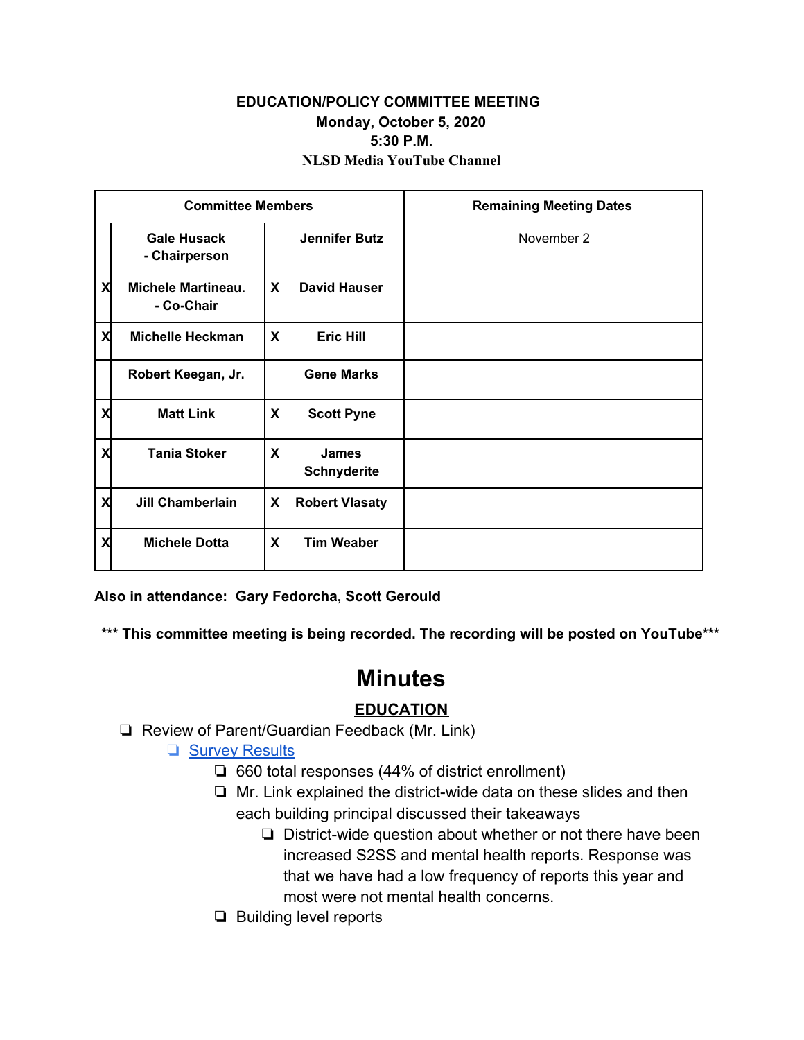**EDUCATION/POLICY COMMITTEE MEETING**
**Monday, October 5, 2020**
**5:30 P.M.**
**NLSD Media YouTube Channel**

| | Committee Members | | | Remaining Meeting Dates |
|---|---|---|---|---|
| | **Gale Husack - Chairperson** | | **Jennifer Butz** | November 2 |
| X | **Michele Martineau. - Co-Chair** | X | **David Hauser** | |
| X | **Michelle Heckman** | X | **Eric Hill** | |
| | **Robert Keegan, Jr.** | | **Gene Marks** | |
| X | **Matt Link** | X | **Scott Pyne** | |
| X | **Tania Stoker** | X | **James Schnyderite** | |
| X | **Jill Chamberlain** | X | **Robert Vlasaty** | |
| X | **Michele Dotta** | X | **Tim Weaber** | |

**Also in attendance: Gary Fedorcha, Scott Gerould**

**\*\*\* This committee meeting is being recorded. The recording will be posted on YouTube\*\*\***

# Minutes

## EDUCATION

- ❏ Review of Parent/Guardian Feedback (Mr. Link)
  - ❏ Survey Results
    - ❏ 660 total responses (44% of district enrollment)
    - ❏ Mr. Link explained the district-wide data on these slides and then each building principal discussed their takeaways
      - ❏ District-wide question about whether or not there have been increased S2SS and mental health reports. Response was that we have had a low frequency of reports this year and most were not mental health concerns.
    - ❏ Building level reports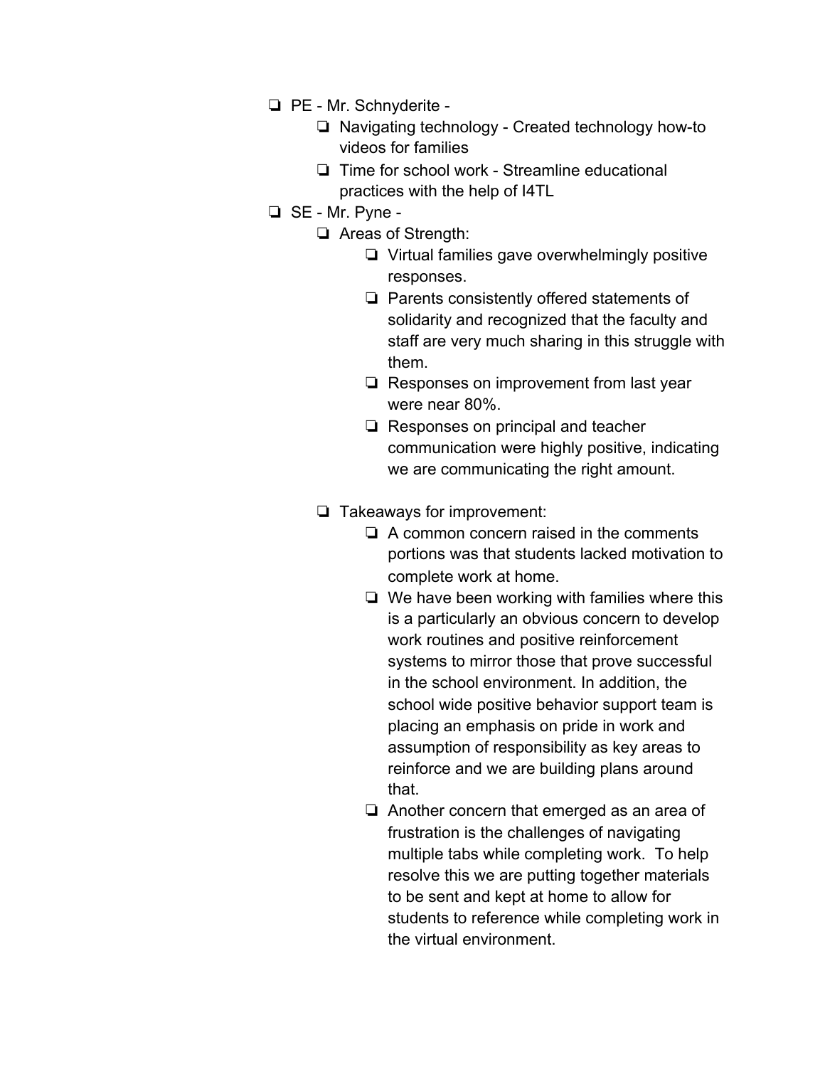- PE - Mr. Schnyderite -
    - Navigating technology - Created technology how-to videos for families
    - Time for school work - Streamline educational practices with the help of I4TL
- SE - Mr. Pyne -
    - Areas of Strength:
        - Virtual families gave overwhelmingly positive responses.
        - Parents consistently offered statements of solidarity and recognized that the faculty and staff are very much sharing in this struggle with them.
        - Responses on improvement from last year were near 80%.
        - Responses on principal and teacher communication were highly positive, indicating we are communicating the right amount.
    - Takeaways for improvement:
        - A common concern raised in the comments portions was that students lacked motivation to complete work at home.
        - We have been working with families where this is a particularly an obvious concern to develop work routines and positive reinforcement systems to mirror those that prove successful in the school environment. In addition, the school wide positive behavior support team is placing an emphasis on pride in work and assumption of responsibility as key areas to reinforce and we are building plans around that.
        - Another concern that emerged as an area of frustration is the challenges of navigating multiple tabs while completing work. To help resolve this we are putting together materials to be sent and kept at home to allow for students to reference while completing work in the virtual environment.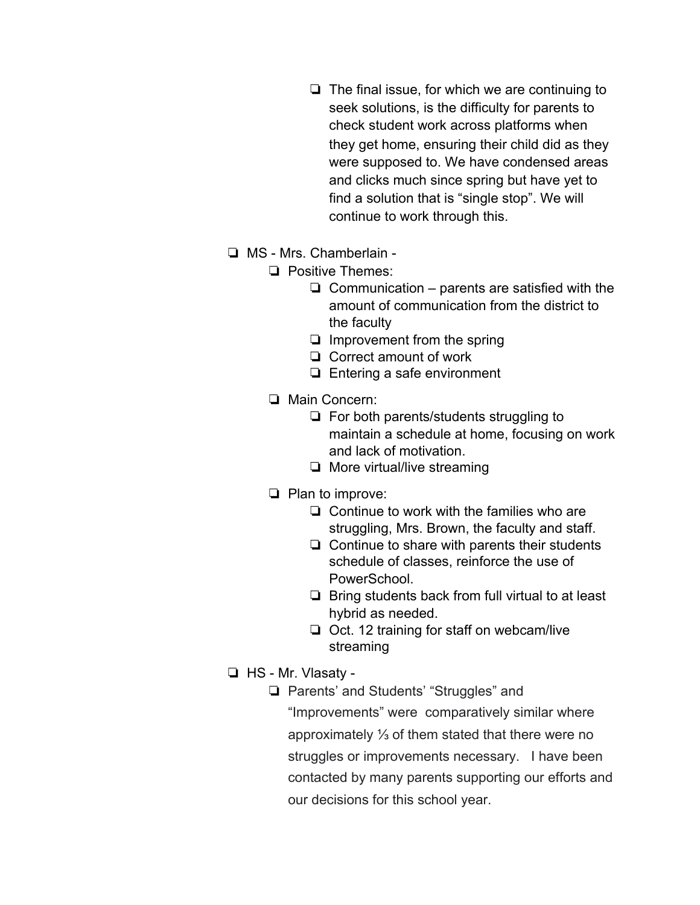- The final issue, for which we are continuing to seek solutions, is the difficulty for parents to check student work across platforms when they get home, ensuring their child did as they were supposed to. We have condensed areas and clicks much since spring but have yet to find a solution that is "single stop". We will continue to work through this.

- MS - Mrs. Chamberlain -
  - Positive Themes:
    - Communication – parents are satisfied with the amount of communication from the district to the faculty
    - Improvement from the spring
    - Correct amount of work
    - Entering a safe environment
  - Main Concern:
    - For both parents/students struggling to maintain a schedule at home, focusing on work and lack of motivation.
    - More virtual/live streaming
  - Plan to improve:
    - Continue to work with the families who are struggling, Mrs. Brown, the faculty and staff.
    - Continue to share with parents their students schedule of classes, reinforce the use of PowerSchool.
    - Bring students back from full virtual to at least hybrid as needed.
    - Oct. 12 training for staff on webcam/live streaming
- HS - Mr. Vlasaty -
  - Parents' and Students' "Struggles" and "Improvements" were comparatively similar where approximately ⅓ of them stated that there were no struggles or improvements necessary. I have been contacted by many parents supporting our efforts and our decisions for this school year.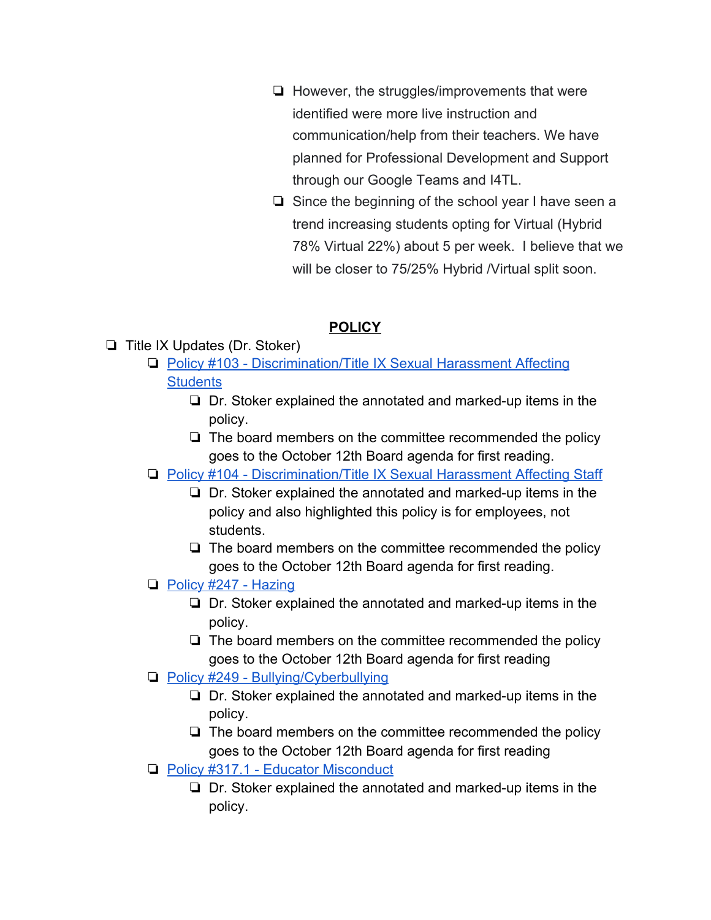- However, the struggles/improvements that were identified were more live instruction and communication/help from their teachers. We have planned for Professional Development and Support through our Google Teams and I4TL.
- Since the beginning of the school year I have seen a trend increasing students opting for Virtual (Hybrid 78% Virtual 22%) about 5 per week. I believe that we will be closer to 75/25% Hybrid /Virtual split soon.

## POLICY

- Title IX Updates (Dr. Stoker)
  - Policy #103 - Discrimination/Title IX Sexual Harassment Affecting Students
    - Dr. Stoker explained the annotated and marked-up items in the policy.
    - The board members on the committee recommended the policy goes to the October 12th Board agenda for first reading.
  - Policy #104 - Discrimination/Title IX Sexual Harassment Affecting Staff
    - Dr. Stoker explained the annotated and marked-up items in the policy and also highlighted this policy is for employees, not students.
    - The board members on the committee recommended the policy goes to the October 12th Board agenda for first reading.
  - Policy #247 - Hazing
    - Dr. Stoker explained the annotated and marked-up items in the policy.
    - The board members on the committee recommended the policy goes to the October 12th Board agenda for first reading
  - Policy #249 - Bullying/Cyberbullying
    - Dr. Stoker explained the annotated and marked-up items in the policy.
    - The board members on the committee recommended the policy goes to the October 12th Board agenda for first reading
  - Policy #317.1 - Educator Misconduct
    - Dr. Stoker explained the annotated and marked-up items in the policy.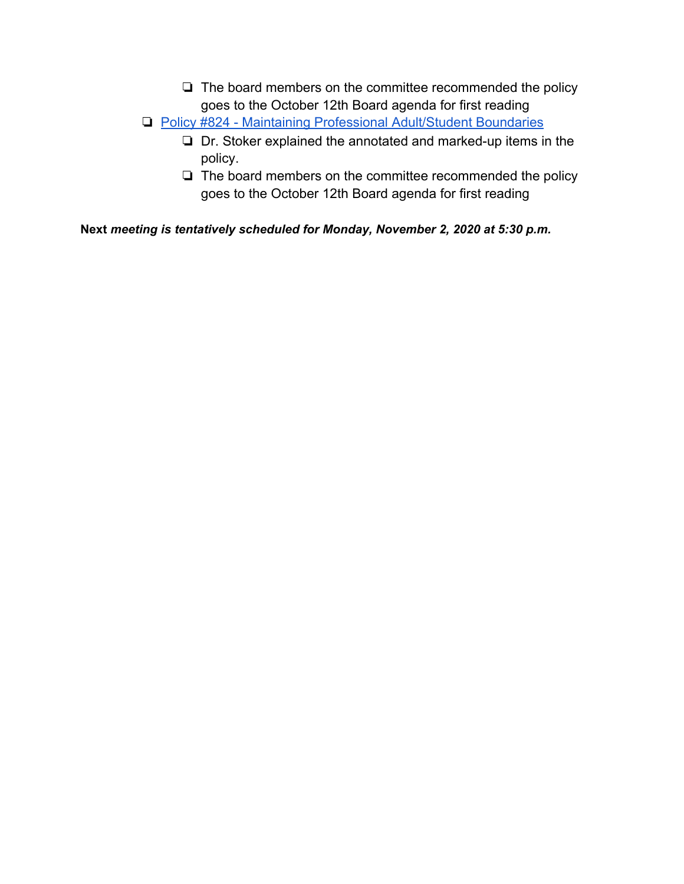- The board members on the committee recommended the policy goes to the October 12th Board agenda for first reading
- Policy #824 - Maintaining Professional Adult/Student Boundaries
    - Dr. Stoker explained the annotated and marked-up items in the policy.
    - The board members on the committee recommended the policy goes to the October 12th Board agenda for first reading

**Next** ***meeting is tentatively scheduled for Monday, November 2, 2020 at 5:30 p.m.***